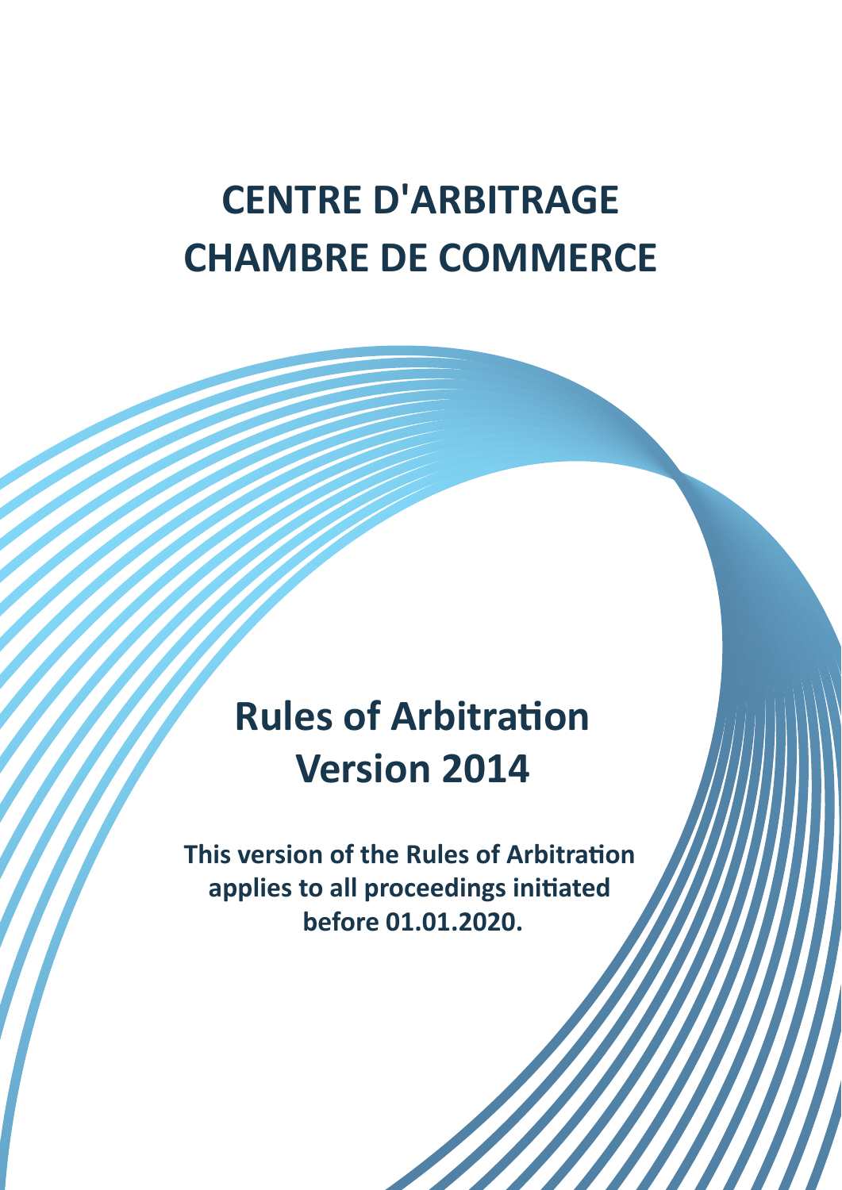# CENTRE D'ARBITRAGE CHAMBRE DE COMMERCE

## Rules of Arbitration Version 2014

**This version of the Rules of Arbitration applies to all proceedings initiated before 01.01.2020.**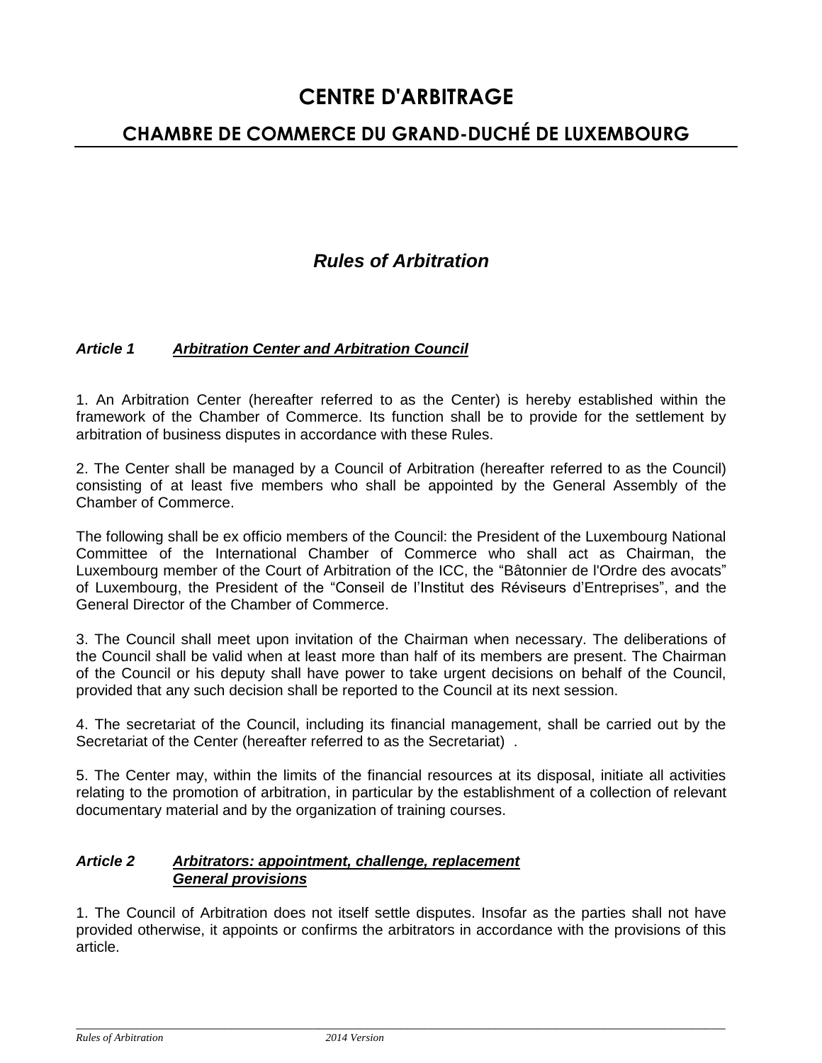# CENTRE D'ARBITRAGE

## CHAMBRE DE COMMERCE DU GRAND-DUCHÉ DE LUXEMBOURG

## *Rules of Arbitration*

### ***Article 1*** ***Arbitration Center and Arbitration Council***

1. An Arbitration Center (hereafter referred to as the Center) is hereby established within the framework of the Chamber of Commerce. Its function shall be to provide for the settlement by arbitration of business disputes in accordance with these Rules.

2. The Center shall be managed by a Council of Arbitration (hereafter referred to as the Council) consisting of at least five members who shall be appointed by the General Assembly of the Chamber of Commerce.

The following shall be ex officio members of the Council: the President of the Luxembourg National Committee of the International Chamber of Commerce who shall act as Chairman, the Luxembourg member of the Court of Arbitration of the ICC, the "Bâtonnier de l'Ordre des avocats" of Luxembourg, the President of the "Conseil de l'Institut des Réviseurs d'Entreprises", and the General Director of the Chamber of Commerce.

3. The Council shall meet upon invitation of the Chairman when necessary. The deliberations of the Council shall be valid when at least more than half of its members are present. The Chairman of the Council or his deputy shall have power to take urgent decisions on behalf of the Council, provided that any such decision shall be reported to the Council at its next session.

4. The secretariat of the Council, including its financial management, shall be carried out by the Secretariat of the Center (hereafter referred to as the Secretariat) .

5. The Center may, within the limits of the financial resources at its disposal, initiate all activities relating to the promotion of arbitration, in particular by the establishment of a collection of relevant documentary material and by the organization of training courses.

### ***Article 2*** ***Arbitrators: appointment, challenge, replacement*** ***General provisions***

1. The Council of Arbitration does not itself settle disputes. Insofar as the parties shall not have provided otherwise, it appoints or confirms the arbitrators in accordance with the provisions of this article.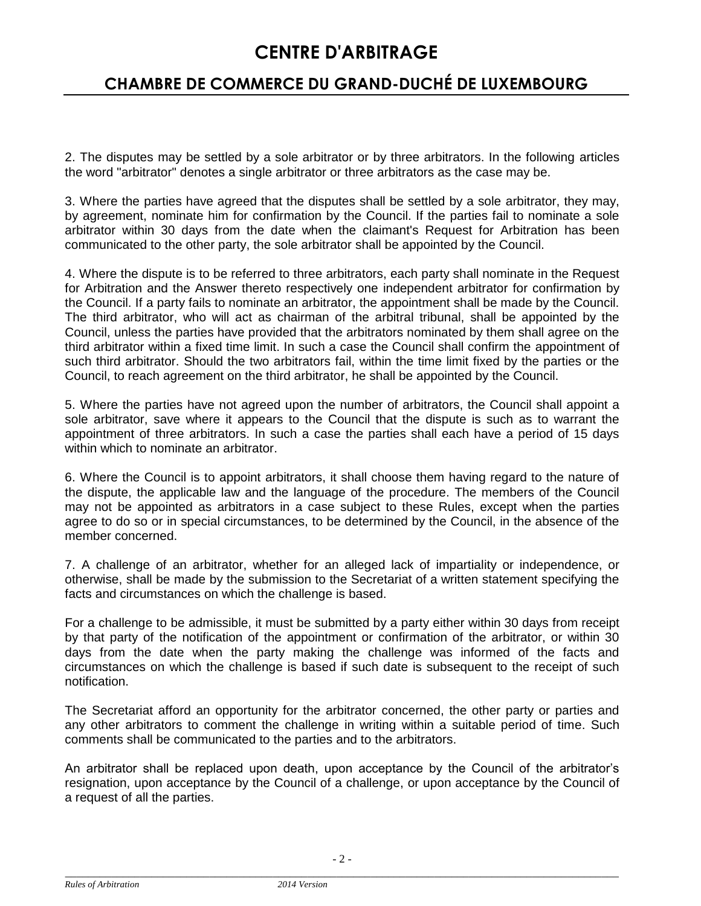2. The disputes may be settled by a sole arbitrator or by three arbitrators. In the following articles the word "arbitrator" denotes a single arbitrator or three arbitrators as the case may be.

3. Where the parties have agreed that the disputes shall be settled by a sole arbitrator, they may, by agreement, nominate him for confirmation by the Council. If the parties fail to nominate a sole arbitrator within 30 days from the date when the claimant's Request for Arbitration has been communicated to the other party, the sole arbitrator shall be appointed by the Council.

4. Where the dispute is to be referred to three arbitrators, each party shall nominate in the Request for Arbitration and the Answer thereto respectively one independent arbitrator for confirmation by the Council. If a party fails to nominate an arbitrator, the appointment shall be made by the Council. The third arbitrator, who will act as chairman of the arbitral tribunal, shall be appointed by the Council, unless the parties have provided that the arbitrators nominated by them shall agree on the third arbitrator within a fixed time limit. In such a case the Council shall confirm the appointment of such third arbitrator. Should the two arbitrators fail, within the time limit fixed by the parties or the Council, to reach agreement on the third arbitrator, he shall be appointed by the Council.

5. Where the parties have not agreed upon the number of arbitrators, the Council shall appoint a sole arbitrator, save where it appears to the Council that the dispute is such as to warrant the appointment of three arbitrators. In such a case the parties shall each have a period of 15 days within which to nominate an arbitrator.

6. Where the Council is to appoint arbitrators, it shall choose them having regard to the nature of the dispute, the applicable law and the language of the procedure. The members of the Council may not be appointed as arbitrators in a case subject to these Rules, except when the parties agree to do so or in special circumstances, to be determined by the Council, in the absence of the member concerned.

7. A challenge of an arbitrator, whether for an alleged lack of impartiality or independence, or otherwise, shall be made by the submission to the Secretariat of a written statement specifying the facts and circumstances on which the challenge is based.

For a challenge to be admissible, it must be submitted by a party either within 30 days from receipt by that party of the notification of the appointment or confirmation of the arbitrator, or within 30 days from the date when the party making the challenge was informed of the facts and circumstances on which the challenge is based if such date is subsequent to the receipt of such notification.

The Secretariat afford an opportunity for the arbitrator concerned, the other party or parties and any other arbitrators to comment the challenge in writing within a suitable period of time. Such comments shall be communicated to the parties and to the arbitrators.

An arbitrator shall be replaced upon death, upon acceptance by the Council of the arbitrator's resignation, upon acceptance by the Council of a challenge, or upon acceptance by the Council of a request of all the parties.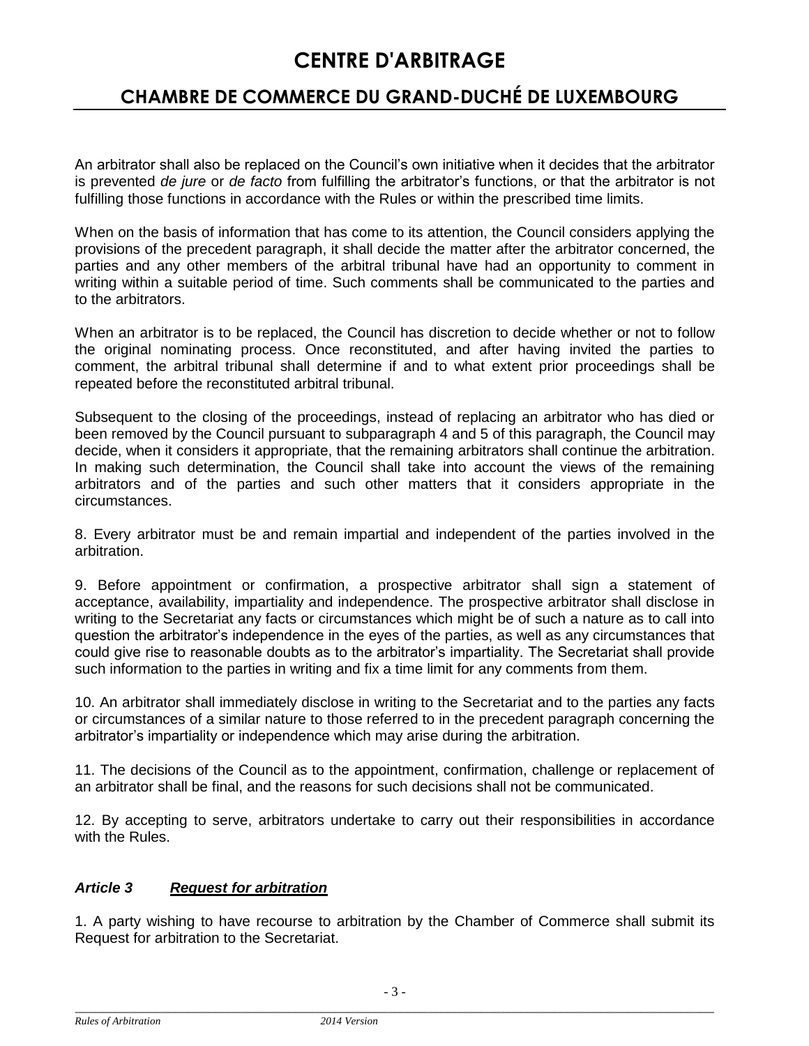An arbitrator shall also be replaced on the Council's own initiative when it decides that the arbitrator is prevented *de jure* or *de facto* from fulfilling the arbitrator's functions, or that the arbitrator is not fulfilling those functions in accordance with the Rules or within the prescribed time limits.

When on the basis of information that has come to its attention, the Council considers applying the provisions of the precedent paragraph, it shall decide the matter after the arbitrator concerned, the parties and any other members of the arbitral tribunal have had an opportunity to comment in writing within a suitable period of time. Such comments shall be communicated to the parties and to the arbitrators.

When an arbitrator is to be replaced, the Council has discretion to decide whether or not to follow the original nominating process. Once reconstituted, and after having invited the parties to comment, the arbitral tribunal shall determine if and to what extent prior proceedings shall be repeated before the reconstituted arbitral tribunal.

Subsequent to the closing of the proceedings, instead of replacing an arbitrator who has died or been removed by the Council pursuant to subparagraph 4 and 5 of this paragraph, the Council may decide, when it considers it appropriate, that the remaining arbitrators shall continue the arbitration. In making such determination, the Council shall take into account the views of the remaining arbitrators and of the parties and such other matters that it considers appropriate in the circumstances.

8. Every arbitrator must be and remain impartial and independent of the parties involved in the arbitration.

9. Before appointment or confirmation, a prospective arbitrator shall sign a statement of acceptance, availability, impartiality and independence. The prospective arbitrator shall disclose in writing to the Secretariat any facts or circumstances which might be of such a nature as to call into question the arbitrator's independence in the eyes of the parties, as well as any circumstances that could give rise to reasonable doubts as to the arbitrator's impartiality. The Secretariat shall provide such information to the parties in writing and fix a time limit for any comments from them.

10. An arbitrator shall immediately disclose in writing to the Secretariat and to the parties any facts or circumstances of a similar nature to those referred to in the precedent paragraph concerning the arbitrator's impartiality or independence which may arise during the arbitration.

11. The decisions of the Council as to the appointment, confirmation, challenge or replacement of an arbitrator shall be final, and the reasons for such decisions shall not be communicated.

12. By accepting to serve, arbitrators undertake to carry out their responsibilities in accordance with the Rules.

### *Article 3 __Request for arbitration__*

1. A party wishing to have recourse to arbitration by the Chamber of Commerce shall submit its Request for arbitration to the Secretariat.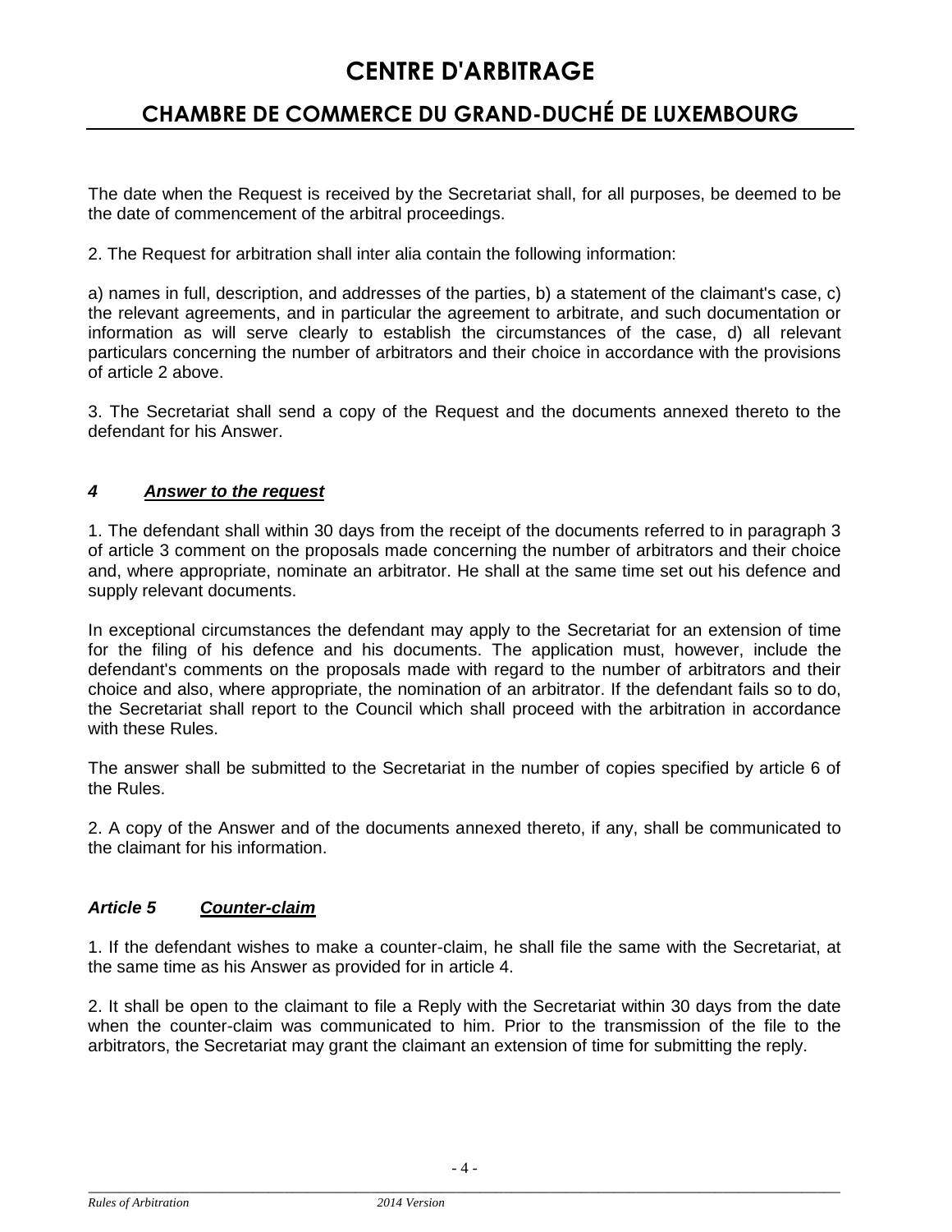The date when the Request is received by the Secretariat shall, for all purposes, be deemed to be the date of commencement of the arbitral proceedings.

2. The Request for arbitration shall inter alia contain the following information:

a) names in full, description, and addresses of the parties, b) a statement of the claimant's case, c) the relevant agreements, and in particular the agreement to arbitrate, and such documentation or information as will serve clearly to establish the circumstances of the case, d) all relevant particulars concerning the number of arbitrators and their choice in accordance with the provisions of article 2 above.

3. The Secretariat shall send a copy of the Request and the documents annexed thereto to the defendant for his Answer.

### *4 Answer to the request*

1. The defendant shall within 30 days from the receipt of the documents referred to in paragraph 3 of article 3 comment on the proposals made concerning the number of arbitrators and their choice and, where appropriate, nominate an arbitrator. He shall at the same time set out his defence and supply relevant documents.

In exceptional circumstances the defendant may apply to the Secretariat for an extension of time for the filing of his defence and his documents. The application must, however, include the defendant's comments on the proposals made with regard to the number of arbitrators and their choice and also, where appropriate, the nomination of an arbitrator. If the defendant fails so to do, the Secretariat shall report to the Council which shall proceed with the arbitration in accordance with these Rules.

The answer shall be submitted to the Secretariat in the number of copies specified by article 6 of the Rules.

2. A copy of the Answer and of the documents annexed thereto, if any, shall be communicated to the claimant for his information.

### *Article 5 Counter-claim*

1. If the defendant wishes to make a counter-claim, he shall file the same with the Secretariat, at the same time as his Answer as provided for in article 4.

2. It shall be open to the claimant to file a Reply with the Secretariat within 30 days from the date when the counter-claim was communicated to him. Prior to the transmission of the file to the arbitrators, the Secretariat may grant the claimant an extension of time for submitting the reply.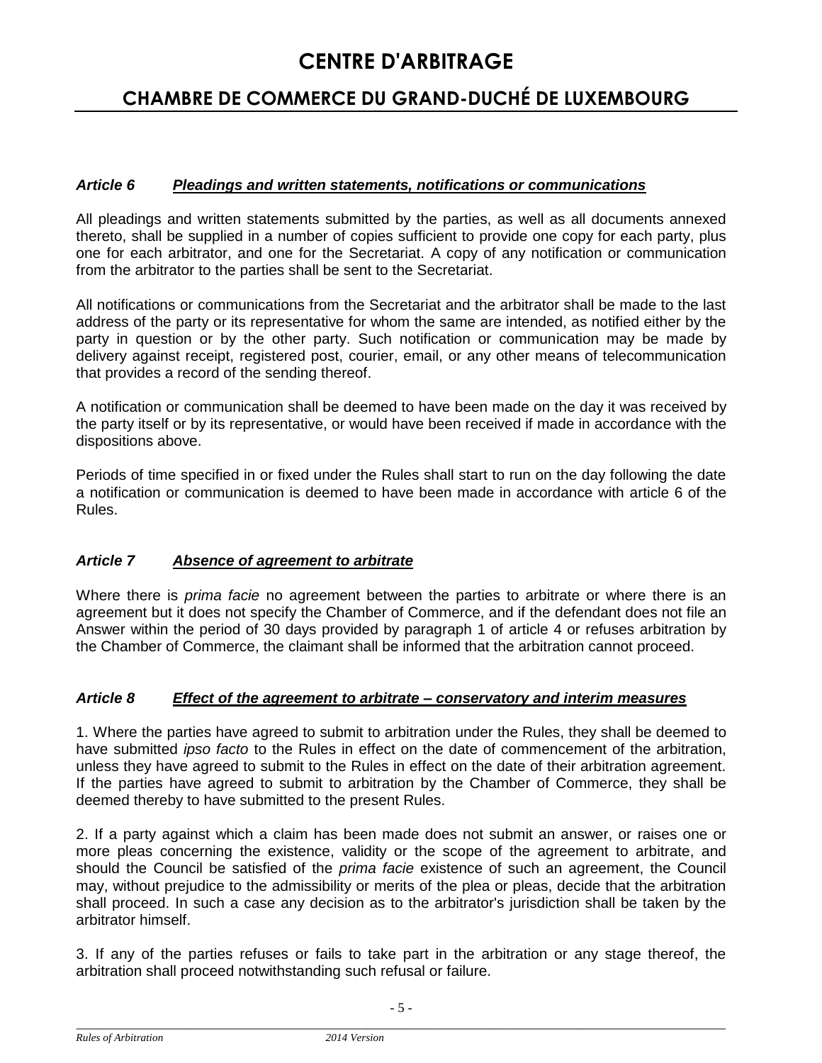### *Article 6 Pleadings and written statements, notifications or communications*

All pleadings and written statements submitted by the parties, as well as all documents annexed thereto, shall be supplied in a number of copies sufficient to provide one copy for each party, plus one for each arbitrator, and one for the Secretariat. A copy of any notification or communication from the arbitrator to the parties shall be sent to the Secretariat.

All notifications or communications from the Secretariat and the arbitrator shall be made to the last address of the party or its representative for whom the same are intended, as notified either by the party in question or by the other party. Such notification or communication may be made by delivery against receipt, registered post, courier, email, or any other means of telecommunication that provides a record of the sending thereof.

A notification or communication shall be deemed to have been made on the day it was received by the party itself or by its representative, or would have been received if made in accordance with the dispositions above.

Periods of time specified in or fixed under the Rules shall start to run on the day following the date a notification or communication is deemed to have been made in accordance with article 6 of the Rules.

### *Article 7 Absence of agreement to arbitrate*

Where there is *prima facie* no agreement between the parties to arbitrate or where there is an agreement but it does not specify the Chamber of Commerce, and if the defendant does not file an Answer within the period of 30 days provided by paragraph 1 of article 4 or refuses arbitration by the Chamber of Commerce, the claimant shall be informed that the arbitration cannot proceed.

### *Article 8 Effect of the agreement to arbitrate – conservatory and interim measures*

1. Where the parties have agreed to submit to arbitration under the Rules, they shall be deemed to have submitted *ipso facto* to the Rules in effect on the date of commencement of the arbitration, unless they have agreed to submit to the Rules in effect on the date of their arbitration agreement. If the parties have agreed to submit to arbitration by the Chamber of Commerce, they shall be deemed thereby to have submitted to the present Rules.

2. If a party against which a claim has been made does not submit an answer, or raises one or more pleas concerning the existence, validity or the scope of the agreement to arbitrate, and should the Council be satisfied of the *prima facie* existence of such an agreement, the Council may, without prejudice to the admissibility or merits of the plea or pleas, decide that the arbitration shall proceed. In such a case any decision as to the arbitrator's jurisdiction shall be taken by the arbitrator himself.

3. If any of the parties refuses or fails to take part in the arbitration or any stage thereof, the arbitration shall proceed notwithstanding such refusal or failure.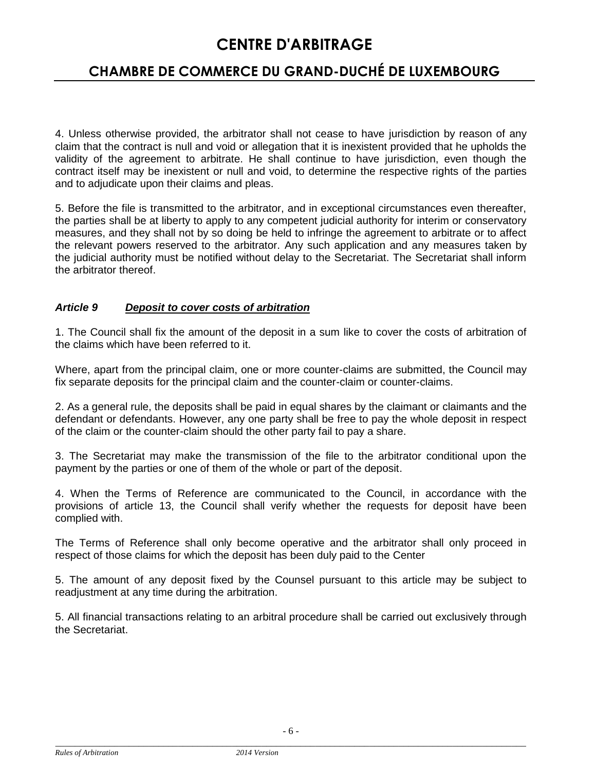4. Unless otherwise provided, the arbitrator shall not cease to have jurisdiction by reason of any claim that the contract is null and void or allegation that it is inexistent provided that he upholds the validity of the agreement to arbitrate. He shall continue to have jurisdiction, even though the contract itself may be inexistent or null and void, to determine the respective rights of the parties and to adjudicate upon their claims and pleas.

5. Before the file is transmitted to the arbitrator, and in exceptional circumstances even thereafter, the parties shall be at liberty to apply to any competent judicial authority for interim or conservatory measures, and they shall not by so doing be held to infringe the agreement to arbitrate or to affect the relevant powers reserved to the arbitrator. Any such application and any measures taken by the judicial authority must be notified without delay to the Secretariat. The Secretariat shall inform the arbitrator thereof.

### *Article 9* ***Deposit to cover costs of arbitration***

1. The Council shall fix the amount of the deposit in a sum like to cover the costs of arbitration of the claims which have been referred to it.

Where, apart from the principal claim, one or more counter-claims are submitted, the Council may fix separate deposits for the principal claim and the counter-claim or counter-claims.

2. As a general rule, the deposits shall be paid in equal shares by the claimant or claimants and the defendant or defendants. However, any one party shall be free to pay the whole deposit in respect of the claim or the counter-claim should the other party fail to pay a share.

3. The Secretariat may make the transmission of the file to the arbitrator conditional upon the payment by the parties or one of them of the whole or part of the deposit.

4. When the Terms of Reference are communicated to the Council, in accordance with the provisions of article 13, the Council shall verify whether the requests for deposit have been complied with.

The Terms of Reference shall only become operative and the arbitrator shall only proceed in respect of those claims for which the deposit has been duly paid to the Center

5. The amount of any deposit fixed by the Counsel pursuant to this article may be subject to readjustment at any time during the arbitration.

5. All financial transactions relating to an arbitral procedure shall be carried out exclusively through the Secretariat.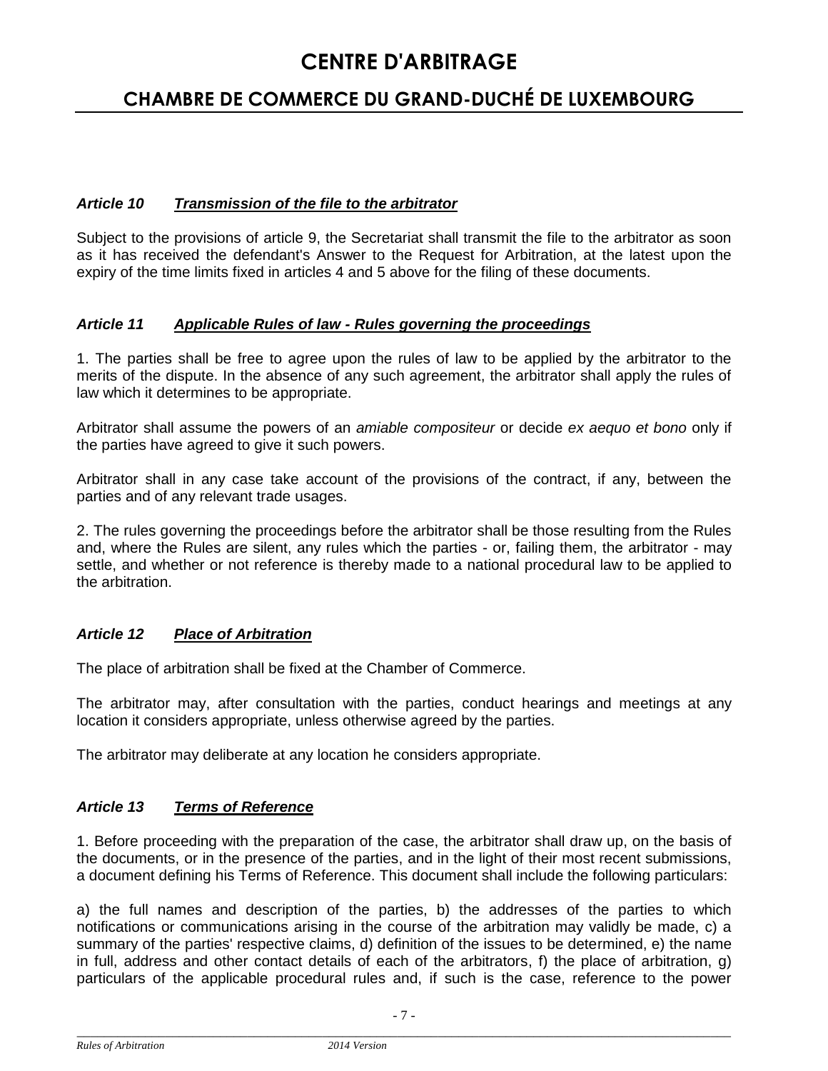### *Article 10 Transmission of the file to the arbitrator*

Subject to the provisions of article 9, the Secretariat shall transmit the file to the arbitrator as soon as it has received the defendant's Answer to the Request for Arbitration, at the latest upon the expiry of the time limits fixed in articles 4 and 5 above for the filing of these documents.

### *Article 11 Applicable Rules of law - Rules governing the proceedings*

1. The parties shall be free to agree upon the rules of law to be applied by the arbitrator to the merits of the dispute. In the absence of any such agreement, the arbitrator shall apply the rules of law which it determines to be appropriate.

Arbitrator shall assume the powers of an *amiable compositeur* or decide *ex aequo et bono* only if the parties have agreed to give it such powers.

Arbitrator shall in any case take account of the provisions of the contract, if any, between the parties and of any relevant trade usages.

2. The rules governing the proceedings before the arbitrator shall be those resulting from the Rules and, where the Rules are silent, any rules which the parties - or, failing them, the arbitrator - may settle, and whether or not reference is thereby made to a national procedural law to be applied to the arbitration.

### *Article 12 Place of Arbitration*

The place of arbitration shall be fixed at the Chamber of Commerce.

The arbitrator may, after consultation with the parties, conduct hearings and meetings at any location it considers appropriate, unless otherwise agreed by the parties.

The arbitrator may deliberate at any location he considers appropriate.

### *Article 13 Terms of Reference*

1. Before proceeding with the preparation of the case, the arbitrator shall draw up, on the basis of the documents, or in the presence of the parties, and in the light of their most recent submissions, a document defining his Terms of Reference. This document shall include the following particulars:

a) the full names and description of the parties, b) the addresses of the parties to which notifications or communications arising in the course of the arbitration may validly be made, c) a summary of the parties' respective claims, d) definition of the issues to be determined, e) the name in full, address and other contact details of each of the arbitrators, f) the place of arbitration, g) particulars of the applicable procedural rules and, if such is the case, reference to the power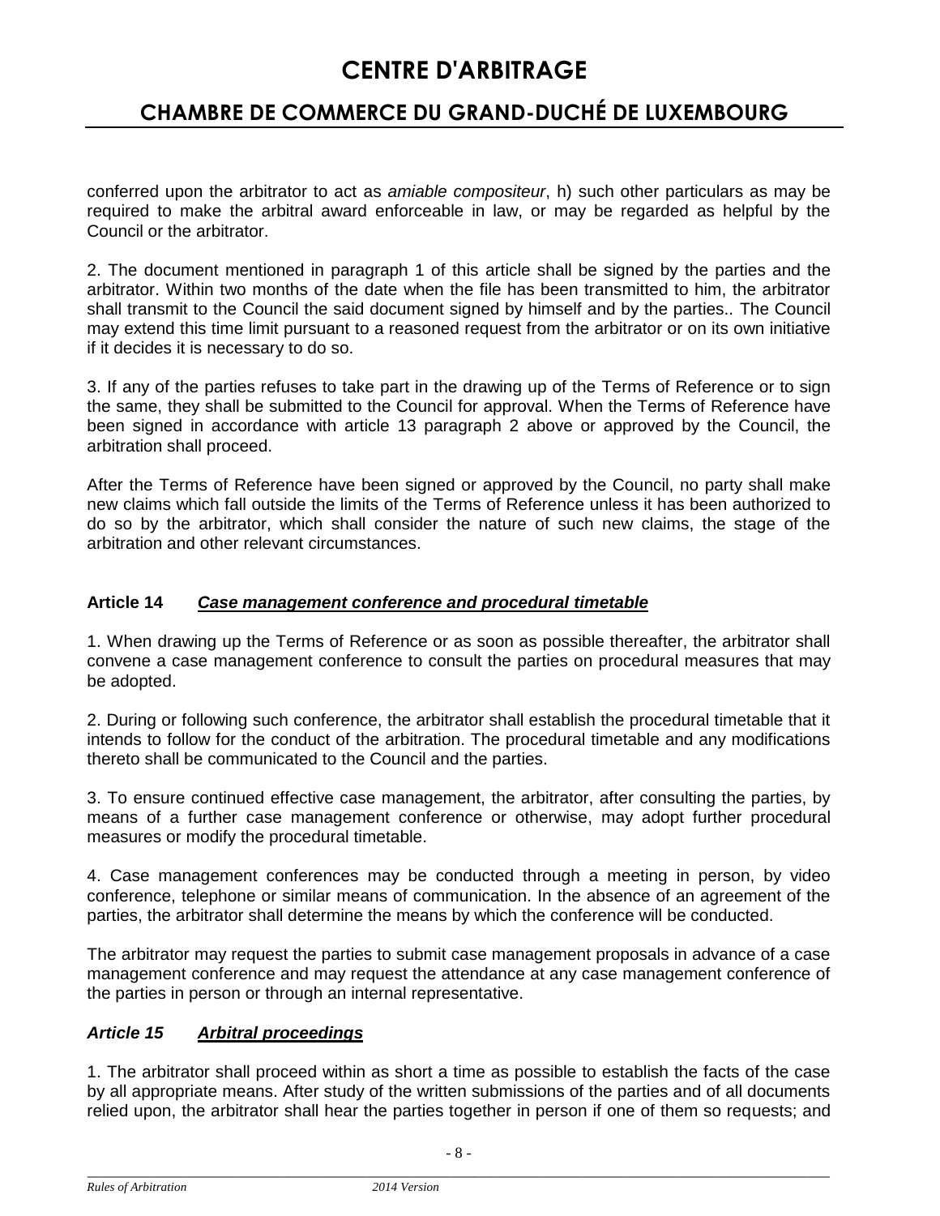conferred upon the arbitrator to act as *amiable compositeur*, h) such other particulars as may be required to make the arbitral award enforceable in law, or may be regarded as helpful by the Council or the arbitrator.

2. The document mentioned in paragraph 1 of this article shall be signed by the parties and the arbitrator. Within two months of the date when the file has been transmitted to him, the arbitrator shall transmit to the Council the said document signed by himself and by the parties.. The Council may extend this time limit pursuant to a reasoned request from the arbitrator or on its own initiative if it decides it is necessary to do so.

3. If any of the parties refuses to take part in the drawing up of the Terms of Reference or to sign the same, they shall be submitted to the Council for approval. When the Terms of Reference have been signed in accordance with article 13 paragraph 2 above or approved by the Council, the arbitration shall proceed.

After the Terms of Reference have been signed or approved by the Council, no party shall make new claims which fall outside the limits of the Terms of Reference unless it has been authorized to do so by the arbitrator, which shall consider the nature of such new claims, the stage of the arbitration and other relevant circumstances.

### Article 14 ***Case management conference and procedural timetable***

1. When drawing up the Terms of Reference or as soon as possible thereafter, the arbitrator shall convene a case management conference to consult the parties on procedural measures that may be adopted.

2. During or following such conference, the arbitrator shall establish the procedural timetable that it intends to follow for the conduct of the arbitration. The procedural timetable and any modifications thereto shall be communicated to the Council and the parties.

3. To ensure continued effective case management, the arbitrator, after consulting the parties, by means of a further case management conference or otherwise, may adopt further procedural measures or modify the procedural timetable.

4. Case management conferences may be conducted through a meeting in person, by video conference, telephone or similar means of communication. In the absence of an agreement of the parties, the arbitrator shall determine the means by which the conference will be conducted.

The arbitrator may request the parties to submit case management proposals in advance of a case management conference and may request the attendance at any case management conference of the parties in person or through an internal representative.

### *Article 15* ***Arbitral proceedings***

1. The arbitrator shall proceed within as short a time as possible to establish the facts of the case by all appropriate means. After study of the written submissions of the parties and of all documents relied upon, the arbitrator shall hear the parties together in person if one of them so requests; and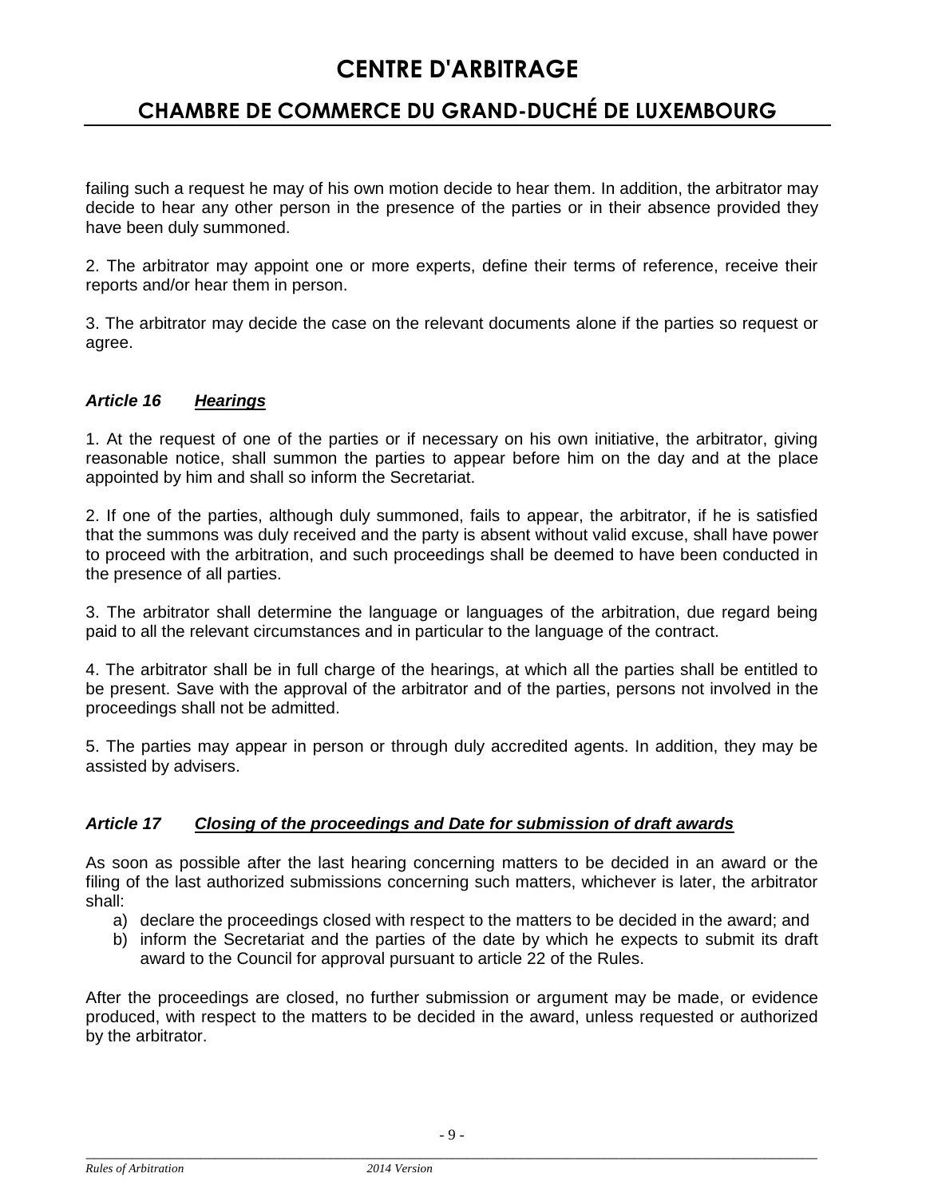failing such a request he may of his own motion decide to hear them. In addition, the arbitrator may decide to hear any other person in the presence of the parties or in their absence provided they have been duly summoned.

2. The arbitrator may appoint one or more experts, define their terms of reference, receive their reports and/or hear them in person.

3. The arbitrator may decide the case on the relevant documents alone if the parties so request or agree.

### *Article 16 __Hearings__*

1. At the request of one of the parties or if necessary on his own initiative, the arbitrator, giving reasonable notice, shall summon the parties to appear before him on the day and at the place appointed by him and shall so inform the Secretariat.

2. If one of the parties, although duly summoned, fails to appear, the arbitrator, if he is satisfied that the summons was duly received and the party is absent without valid excuse, shall have power to proceed with the arbitration, and such proceedings shall be deemed to have been conducted in the presence of all parties.

3. The arbitrator shall determine the language or languages of the arbitration, due regard being paid to all the relevant circumstances and in particular to the language of the contract.

4. The arbitrator shall be in full charge of the hearings, at which all the parties shall be entitled to be present. Save with the approval of the arbitrator and of the parties, persons not involved in the proceedings shall not be admitted.

5. The parties may appear in person or through duly accredited agents. In addition, they may be assisted by advisers.

### *Article 17 __Closing of the proceedings and Date for submission of draft awards__*

As soon as possible after the last hearing concerning matters to be decided in an award or the filing of the last authorized submissions concerning such matters, whichever is later, the arbitrator shall:

a) declare the proceedings closed with respect to the matters to be decided in the award; and
b) inform the Secretariat and the parties of the date by which he expects to submit its draft award to the Council for approval pursuant to article 22 of the Rules.

After the proceedings are closed, no further submission or argument may be made, or evidence produced, with respect to the matters to be decided in the award, unless requested or authorized by the arbitrator.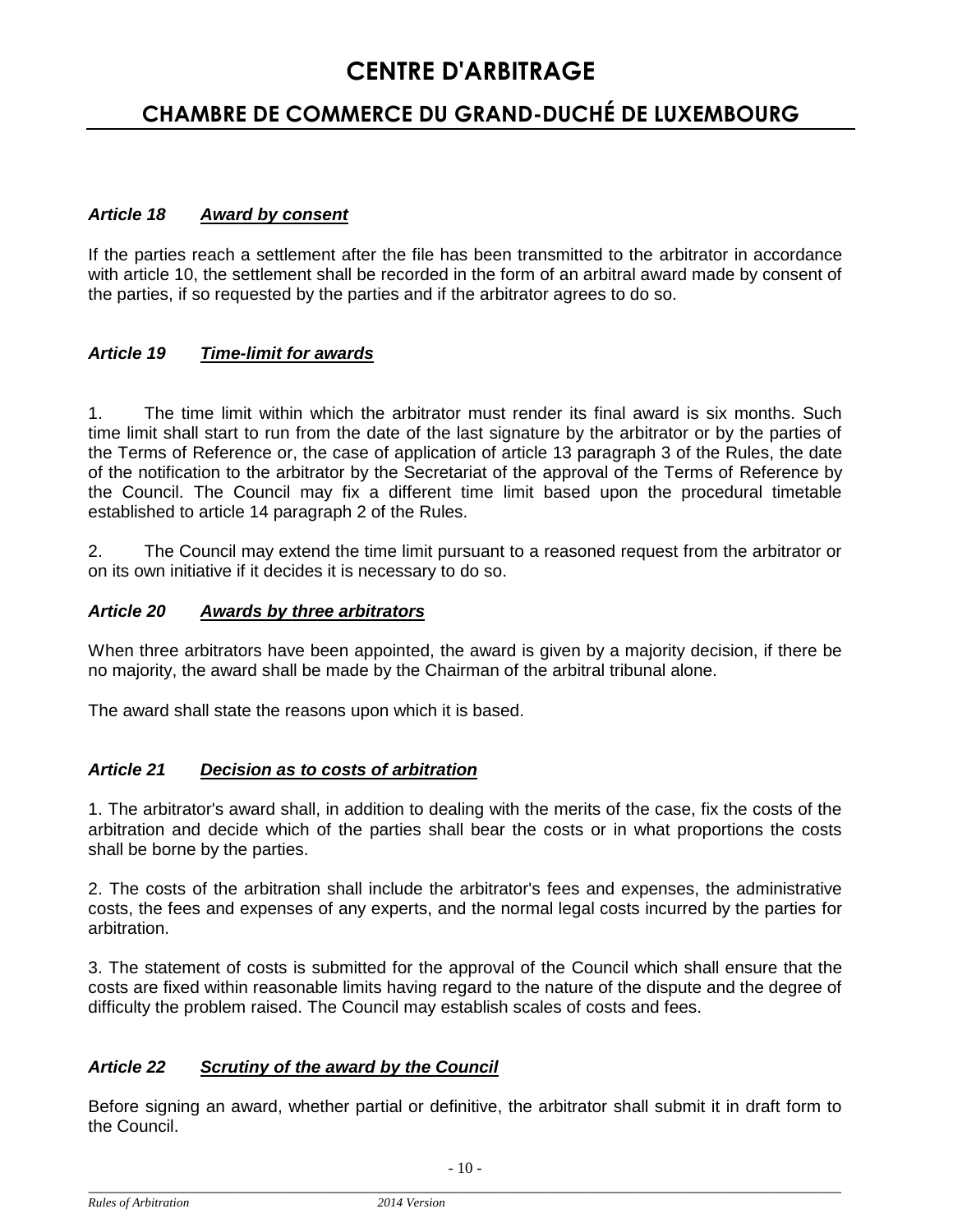### *Article 18 Award by consent*

If the parties reach a settlement after the file has been transmitted to the arbitrator in accordance with article 10, the settlement shall be recorded in the form of an arbitral award made by consent of the parties, if so requested by the parties and if the arbitrator agrees to do so.

### *Article 19 Time-limit for awards*

1. The time limit within which the arbitrator must render its final award is six months. Such time limit shall start to run from the date of the last signature by the arbitrator or by the parties of the Terms of Reference or, the case of application of article 13 paragraph 3 of the Rules, the date of the notification to the arbitrator by the Secretariat of the approval of the Terms of Reference by the Council. The Council may fix a different time limit based upon the procedural timetable established to article 14 paragraph 2 of the Rules.

2. The Council may extend the time limit pursuant to a reasoned request from the arbitrator or on its own initiative if it decides it is necessary to do so.

### *Article 20 Awards by three arbitrators*

When three arbitrators have been appointed, the award is given by a majority decision, if there be no majority, the award shall be made by the Chairman of the arbitral tribunal alone.

The award shall state the reasons upon which it is based.

### *Article 21 Decision as to costs of arbitration*

1. The arbitrator's award shall, in addition to dealing with the merits of the case, fix the costs of the arbitration and decide which of the parties shall bear the costs or in what proportions the costs shall be borne by the parties.

2. The costs of the arbitration shall include the arbitrator's fees and expenses, the administrative costs, the fees and expenses of any experts, and the normal legal costs incurred by the parties for arbitration.

3. The statement of costs is submitted for the approval of the Council which shall ensure that the costs are fixed within reasonable limits having regard to the nature of the dispute and the degree of difficulty the problem raised. The Council may establish scales of costs and fees.

### *Article 22 Scrutiny of the award by the Council*

Before signing an award, whether partial or definitive, the arbitrator shall submit it in draft form to the Council.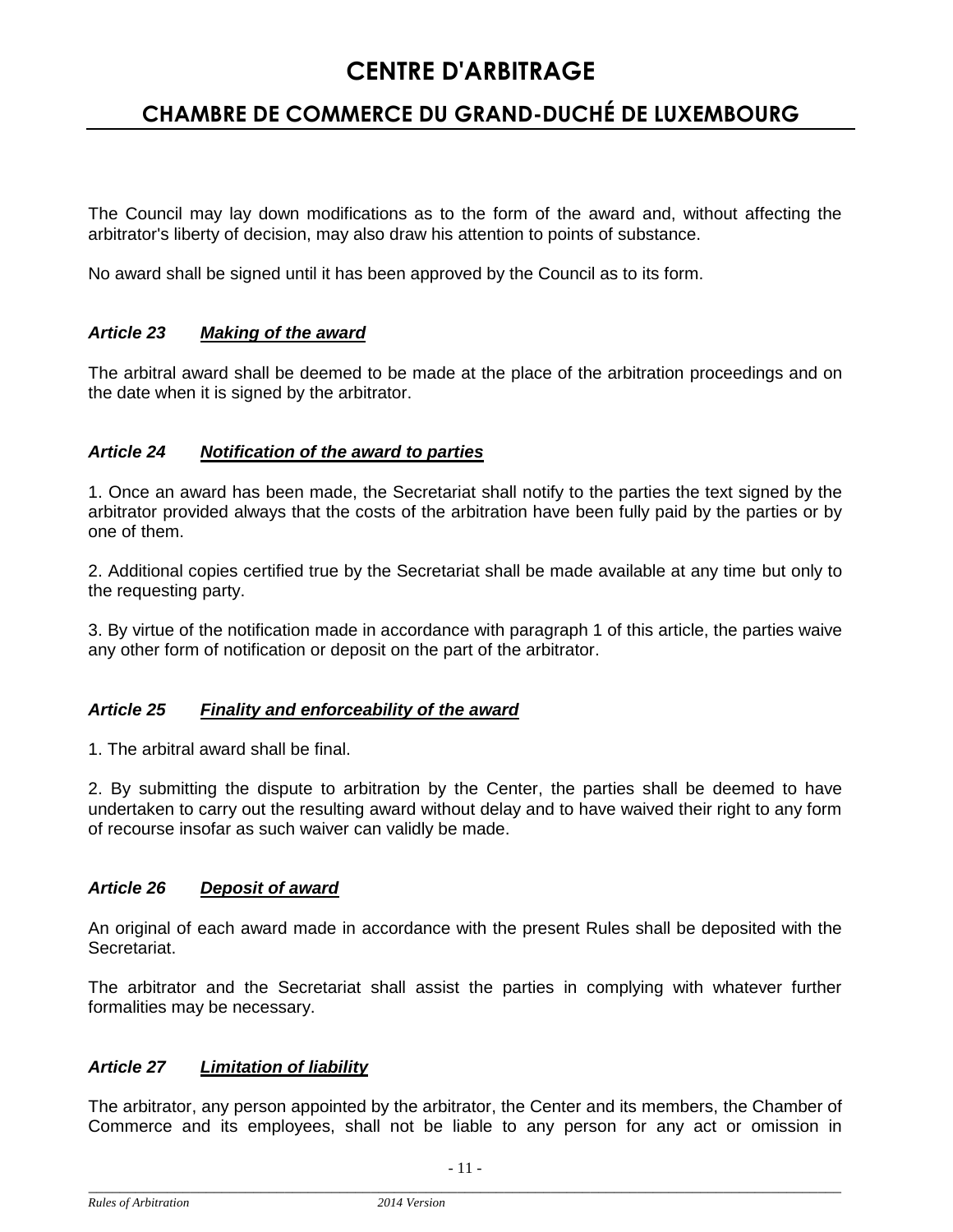The Council may lay down modifications as to the form of the award and, without affecting the arbitrator's liberty of decision, may also draw his attention to points of substance.

No award shall be signed until it has been approved by the Council as to its form.

### *Article 23 Making of the award*

The arbitral award shall be deemed to be made at the place of the arbitration proceedings and on the date when it is signed by the arbitrator.

### *Article 24 Notification of the award to parties*

1. Once an award has been made, the Secretariat shall notify to the parties the text signed by the arbitrator provided always that the costs of the arbitration have been fully paid by the parties or by one of them.

2. Additional copies certified true by the Secretariat shall be made available at any time but only to the requesting party.

3. By virtue of the notification made in accordance with paragraph 1 of this article, the parties waive any other form of notification or deposit on the part of the arbitrator.

### *Article 25 Finality and enforceability of the award*

1. The arbitral award shall be final.

2. By submitting the dispute to arbitration by the Center, the parties shall be deemed to have undertaken to carry out the resulting award without delay and to have waived their right to any form of recourse insofar as such waiver can validly be made.

### *Article 26 Deposit of award*

An original of each award made in accordance with the present Rules shall be deposited with the Secretariat.

The arbitrator and the Secretariat shall assist the parties in complying with whatever further formalities may be necessary.

### *Article 27 Limitation of liability*

The arbitrator, any person appointed by the arbitrator, the Center and its members, the Chamber of Commerce and its employees, shall not be liable to any person for any act or omission in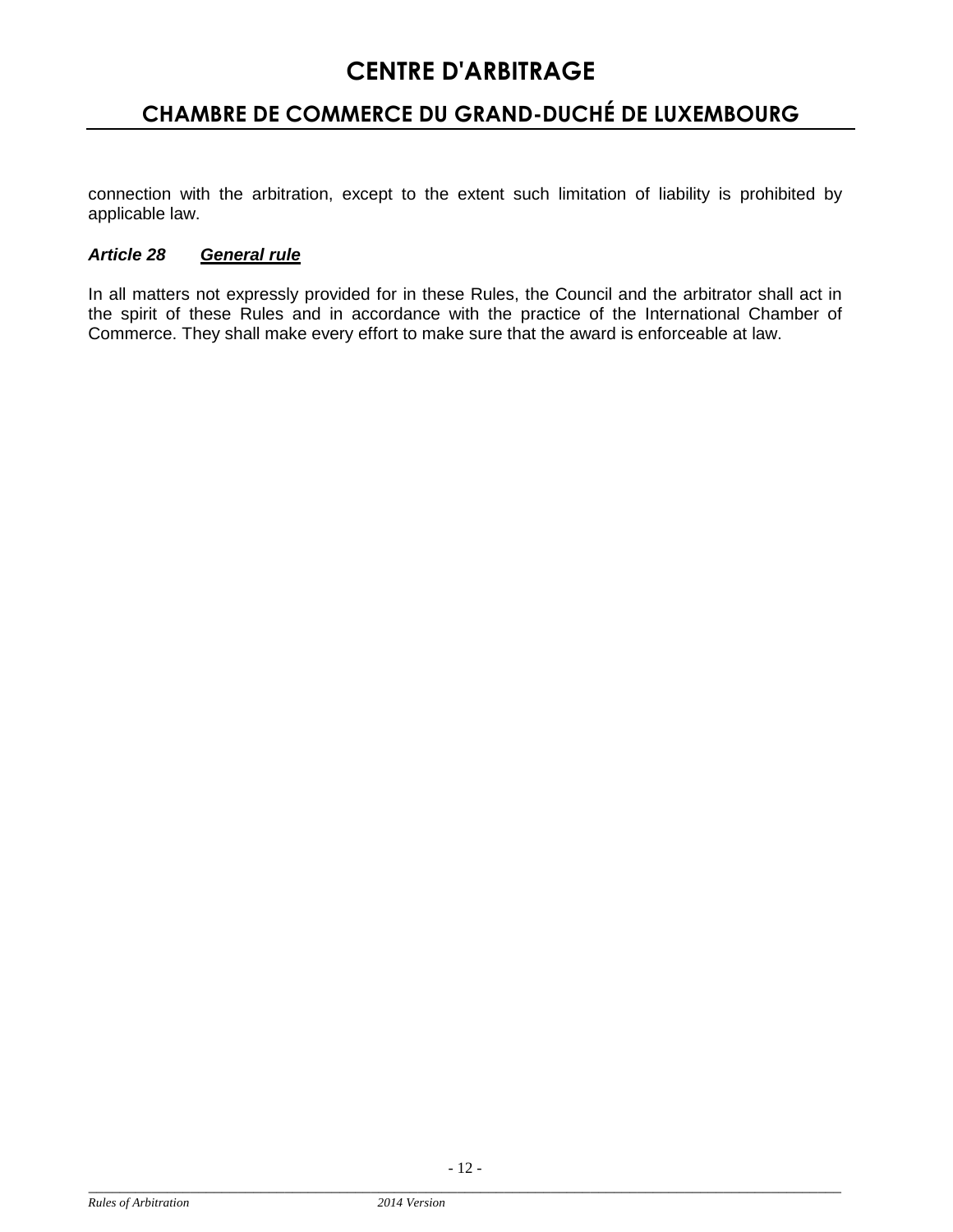connection with the arbitration, except to the extent such limitation of liability is prohibited by applicable law.

### *Article 28 General rule*

In all matters not expressly provided for in these Rules, the Council and the arbitrator shall act in the spirit of these Rules and in accordance with the practice of the International Chamber of Commerce. They shall make every effort to make sure that the award is enforceable at law.